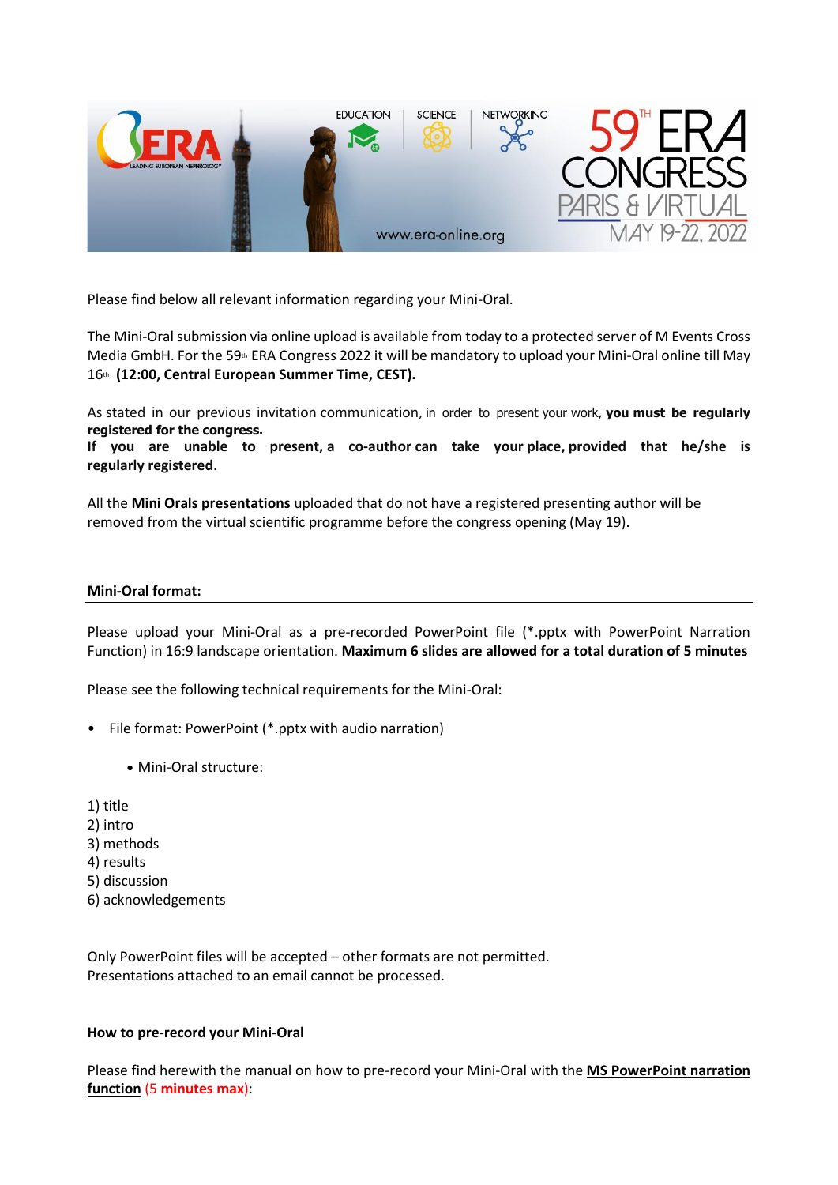Please find below all relevant information regarding your Mini-Oral.

The Mini-Oral submission via online upload is available from today to a protected server of M Events Cross Media GmbH. For the 59th ERA Congress 2022 it will be mandatory to upload your Mini-Oral online till May 16th **(12:00, Central European Summer Time, CEST).**

As stated in our previous invitation communication, in order to present your work, **you must be regularly registered for the congress.**
**If you are unable to present, a co-author can take your place, provided that he/she is regularly registered**.

All the **Mini Orals presentations** uploaded that do not have a registered presenting author will be removed from the virtual scientific programme before the congress opening (May 19).

**Mini-Oral format:**

Please upload your Mini-Oral as a pre-recorded PowerPoint file (*.pptx with PowerPoint Narration Function) in 16:9 landscape orientation. **Maximum 6 slides are allowed for a total duration of 5 minutes**

Please see the following technical requirements for the Mini-Oral:

- File format: PowerPoint (*.pptx with audio narration)
  - Mini-Oral structure:

1) title
2) intro
3) methods
4) results
5) discussion
6) acknowledgements

Only PowerPoint files will be accepted – other formats are not permitted.
Presentations attached to an email cannot be processed.

**How to pre-record your Mini-Oral**

Please find herewith the manual on how to pre-record your Mini-Oral with the **MS PowerPoint narration function** (**5 minutes max**):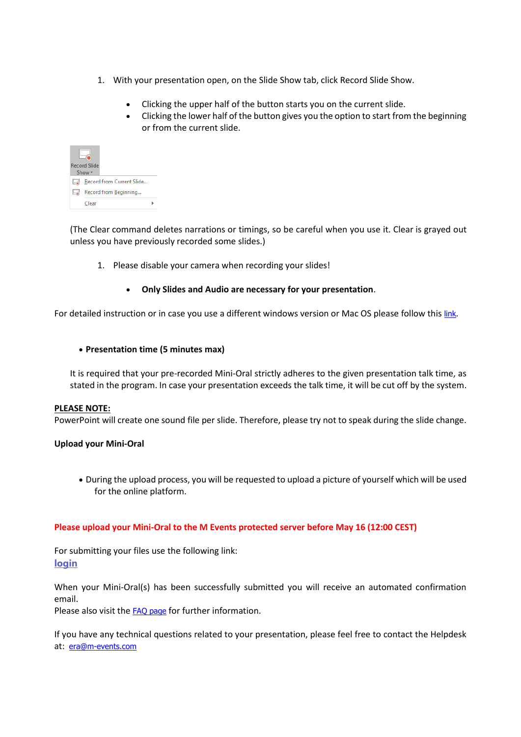1. With your presentation open, on the Slide Show tab, click Record Slide Show.

    - Clicking the upper half of the button starts you on the current slide.
    - Clicking the lower half of the button gives you the option to start from the beginning or from the current slide.

Record Slide Show
Record from Current Slide...
Record from Beginning...
Clear

(The Clear command deletes narrations or timings, so be careful when you use it. Clear is grayed out unless you have previously recorded some slides.)

1. Please disable your camera when recording your slides!

    - **Only Slides and Audio are necessary for your presentation**.

For detailed instruction or in case you use a different windows version or Mac OS please follow this link.

- **Presentation time (5 minutes max)**

It is required that your pre-recorded Mini-Oral strictly adheres to the given presentation talk time, as stated in the program. In case your presentation exceeds the talk time, it will be cut off by the system.

**PLEASE NOTE:**
PowerPoint will create one sound file per slide. Therefore, please try not to speak during the slide change.

**Upload your Mini-Oral**

- During the upload process, you will be requested to upload a picture of yourself which will be used for the online platform.

**Please upload your Mini-Oral to the M Events protected server before May 16 (12:00 CEST)**

For submitting your files use the following link:
**login**

When your Mini-Oral(s) has been successfully submitted you will receive an automated confirmation email.
Please also visit the FAQ page for further information.

If you have any technical questions related to your presentation, please feel free to contact the Helpdesk at: era@m-events.com